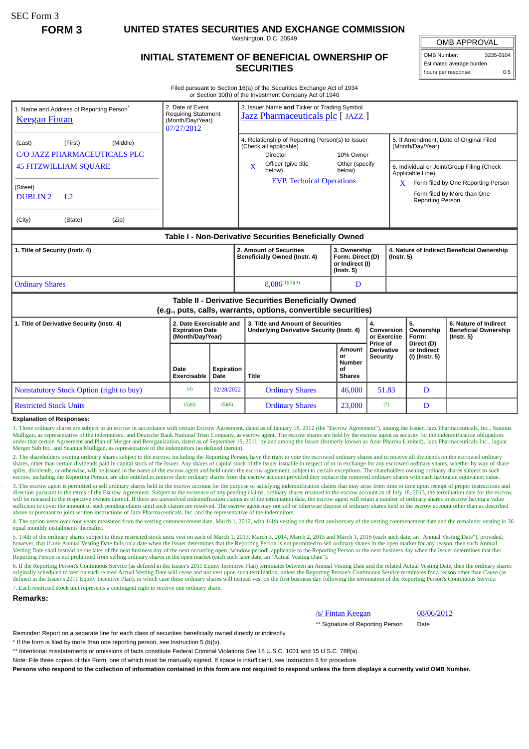SEC Form 3

**FORM 3**

# UNITED STATES SECURITIES AND EXCHANGE COMMISSION

Washington, D.C. 20549

## INITIAL STATEMENT OF BENEFICIAL OWNERSHIP OF SECURITIES

| OMB APPROVAL | |
|---|---|
| OMB Number: | 3235-0104 |
| Estimated average burden | |
| hours per response: | 0.5 |

Filed pursuant to Section 16(a) of the Securities Exchange Act of 1934
or Section 30(h) of the Investment Company Act of 1940

1. Name and Address of Reporting Person*
Keegan Fintan

(Last) (First) (Middle)
C/O JAZZ PHARMACEUTICALS PLC
45 FITZWILLIAM SQUARE

(Street)
DUBLIN 2 L2

(City) (State) (Zip)

2. Date of Event Requiring Statement (Month/Day/Year)
07/27/2012

3. Issuer Name **and** Ticker or Trading Symbol
Jazz Pharmaceuticals plc [ JAZZ ]

4. Relationship of Reporting Person(s) to Issuer (Check all applicable)
Director
10% Owner
X Officer (give title below)
Other (specify below)
EVP, Technical Operations

5. If Amendment, Date of Original Filed (Month/Day/Year)

6. Individual or Joint/Group Filing (Check Applicable Line)
X Form filed by One Reporting Person
Form filed by More than One Reporting Person

### Table I - Non-Derivative Securities Beneficially Owned

| 1. Title of Security (Instr. 4) | 2. Amount of Securities Beneficially Owned (Instr. 4) | 3. Ownership Form: Direct (D) or Indirect (I) (Instr. 5) | 4. Nature of Indirect Beneficial Ownership (Instr. 5) |
|---|---|---|---|
| Ordinary Shares | 8,086[(1)(2)(3)] | D | |

### Table II - Derivative Securities Beneficially Owned (e.g., puts, calls, warrants, options, convertible securities)

| 1. Title of Derivative Security (Instr. 4) | 2. Date Exercisable and Expiration Date (Month/Day/Year) | | 3. Title and Amount of Securities Underlying Derivative Security (Instr. 4) | | 4. Conversion or Exercise Price of Derivative Security | 5. Ownership Form: Direct (D) or Indirect (I) (Instr. 5) | 6. Nature of Indirect Beneficial Ownership (Instr. 5) |
|---|---|---|---|---|---|---|---|
| | Date Exercisable | Expiration Date | Title | Amount or Number of Shares | | | |
| Nonstatutory Stock Option (right to buy) | (4) | 02/28/2022 | Ordinary Shares | 46,000 | 51.83 | D | |
| Restricted Stock Units | (5)(6) | (5)(6) | Ordinary Shares | 23,000 | (7) | D | |

**Explanation of Responses:**

1. These ordinary shares are subject to an escrow in accordance with certain Escrow Agreement, dated as of January 18, 2012 (the "Escrow Agreement"), among the Issuer, Jazz Pharmaceuticals, Inc., Seamus Mulligan, as representative of the indemnitors, and Deutsche Bank National Trust Company, as escrow agent. The escrow shares are held by the escrow agent as security for the indemnification obligations under that certain Agreement and Plan of Merger and Reorganization, dated as of September 19, 2011, by and among the Issuer (formerly known as Azur Pharma Limited), Jazz Pharmaceuticals Inc., Jaguar Merger Sub Inc. and Seamus Mulligan, as representative of the indemnitors (as defined therein).

2. The shareholders owning ordinary shares subject to the escrow, including the Reporting Person, have the right to vote the escrowed ordinary shares and to receive all dividends on the escrowed ordinary shares, other than certain dividends paid in capital stock of the Issuer. Any shares of capital stock of the Issuer issuable in respect of or in exchange for any escrowed ordinary shares, whether by way of share splits, dividends, or otherwise, will be issued in the name of the escrow agent and held under the escrow agreement, subject to certain exceptions. The shareholders owning ordinary shares subject to such escrow, including the Reporting Person, are also entitled to remove their ordinary shares from the escrow account provided they replace the removed ordinary shares with cash having an equivalent value.

3. The escrow agent is permitted to sell ordinary shares held in the escrow account for the purpose of satisfying indemnification claims that may arise from time to time upon receipt of proper instructions and direction pursuant to the terms of the Escrow Agreement. Subject to the existence of any pending claims, ordinary shares retained in the escrow account as of July 18, 2013, the termination date for the escrow, will be released to the respective owners thereof. If there are unresolved indemnification claims as of the termination date, the escrow agent will retain a number of ordinary shares in escrow having a value sufficient to cover the amount of such pending claims until such claims are resolved. The escrow agent may not sell or otherwise dispose of ordinary shares held in the escrow account other than as described above or pursuant to joint written instructions of Jazz Pharmaceuticals, Inc. and the representative of the indemnitors.

4. The option vests over four years measured from the vesting commencement date, March 1, 2012, with 1/4th vesting on the first anniversary of the vesting commencment date and the remainder vesting in 36 equal monthly installments thereafter.

5. 1/4th of the ordinary shares subject to these restricted stock units vest on each of March 1, 2013, March 3, 2014, March 2, 2015 and March 1, 2016 (each such date, an "Annual Vesting Date"), provided, however, that if any Annual Vesting Date falls on a date when the Issuer determines that the Reporting Person is not permitted to sell ordinary shares in the open market for any reason, then such Annual Vesting Date shall instead be the later of the next business day of the next occurring open "window period" applicable to the Reporting Person or the next business day when the Issuer determines that ther Reporting Person is not prohibited from selling ordinary shares in the open market (each such later date, an "Actual Vesting Date").

6. If the Reporting Person's Continuous Service (as defined in the Issuer's 2011 Equity Incentive Plan) terminates between an Annual Vesting Date and the related Actual Vesting Date, then the ordinary shares originally scheduled to vest on such related Actual Vesting Date will cease and not vest upon such termination, unless the Reporting Person's Continuous Service terminates for a reason other than Cause (as defined in the Issuer's 2011 Equity Incentive Plan), in which case these ordinary shares will instead vest on the first business day following the termination of the Reporting Person's Continuous Service.

7. Each restricted stock unit represents a contingent right to receive one ordinary share.

**Remarks:**

/s/ Fintan Keegan 08/06/2012
** Signature of Reporting Person Date

Reminder: Report on a separate line for each class of securities beneficially owned directly or indirectly.

* If the form is filed by more than one reporting person, *see* Instruction 5 (b)(v).

** Intentional misstatements or omissions of facts constitute Federal Criminal Violations *See* 18 U.S.C. 1001 and 15 U.S.C. 78ff(a).

Note: File three copies of this Form, one of which must be manually signed. If space is insufficient, *see* Instruction 6 for procedure.

**Persons who respond to the collection of information contained in this form are not required to respond unless the form displays a currently valid OMB Number.**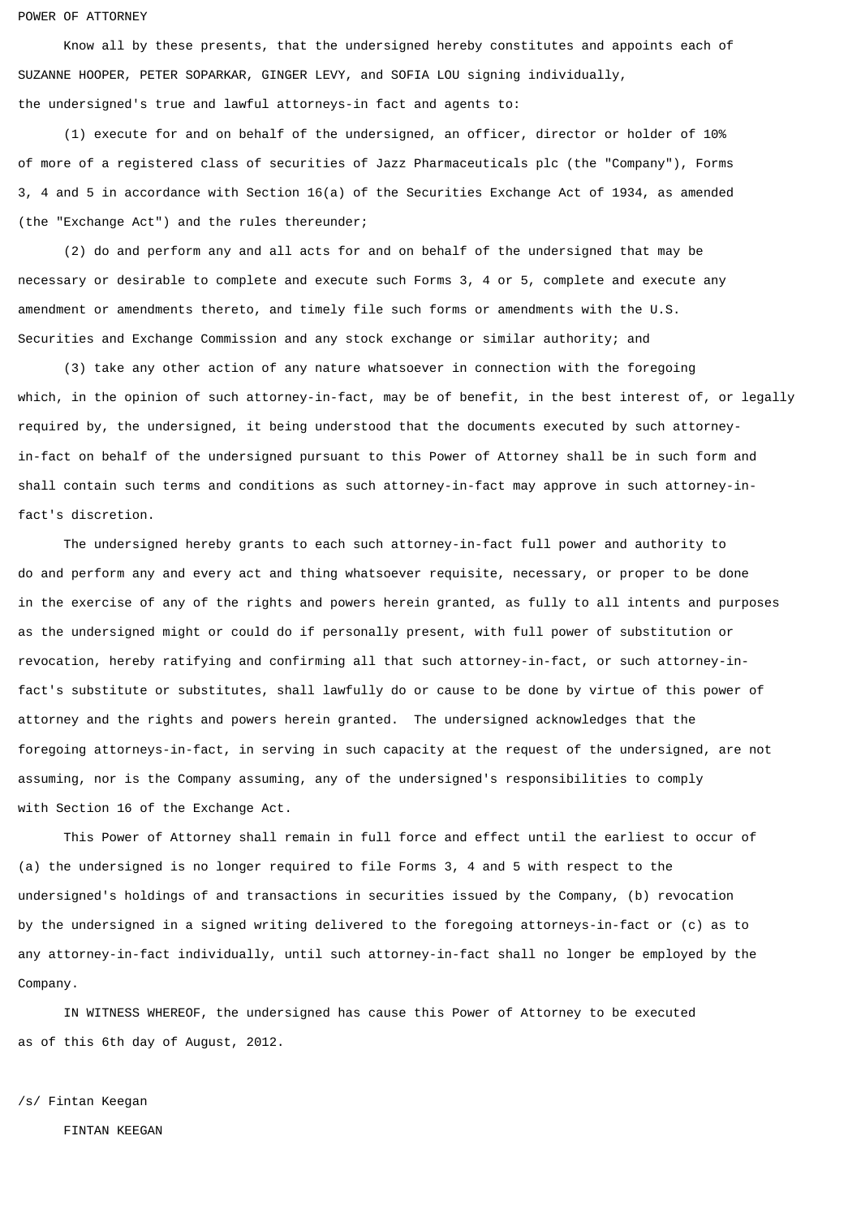POWER OF ATTORNEY

Know all by these presents, that the undersigned hereby constitutes and appoints each of SUZANNE HOOPER, PETER SOPARKAR, GINGER LEVY, and SOFIA LOU signing individually, the undersigned's true and lawful attorneys-in fact and agents to:

(1) execute for and on behalf of the undersigned, an officer, director or holder of 10% of more of a registered class of securities of Jazz Pharmaceuticals plc (the "Company"), Forms 3, 4 and 5 in accordance with Section 16(a) of the Securities Exchange Act of 1934, as amended (the "Exchange Act") and the rules thereunder;

(2) do and perform any and all acts for and on behalf of the undersigned that may be necessary or desirable to complete and execute such Forms 3, 4 or 5, complete and execute any amendment or amendments thereto, and timely file such forms or amendments with the U.S. Securities and Exchange Commission and any stock exchange or similar authority; and

(3) take any other action of any nature whatsoever in connection with the foregoing which, in the opinion of such attorney-in-fact, may be of benefit, in the best interest of, or legally required by, the undersigned, it being understood that the documents executed by such attorney-in-fact on behalf of the undersigned pursuant to this Power of Attorney shall be in such form and shall contain such terms and conditions as such attorney-in-fact may approve in such attorney-in-fact's discretion.

The undersigned hereby grants to each such attorney-in-fact full power and authority to do and perform any and every act and thing whatsoever requisite, necessary, or proper to be done in the exercise of any of the rights and powers herein granted, as fully to all intents and purposes as the undersigned might or could do if personally present, with full power of substitution or revocation, hereby ratifying and confirming all that such attorney-in-fact, or such attorney-in-fact's substitute or substitutes, shall lawfully do or cause to be done by virtue of this power of attorney and the rights and powers herein granted. The undersigned acknowledges that the foregoing attorneys-in-fact, in serving in such capacity at the request of the undersigned, are not assuming, nor is the Company assuming, any of the undersigned's responsibilities to comply with Section 16 of the Exchange Act.

This Power of Attorney shall remain in full force and effect until the earliest to occur of (a) the undersigned is no longer required to file Forms 3, 4 and 5 with respect to the undersigned's holdings of and transactions in securities issued by the Company, (b) revocation by the undersigned in a signed writing delivered to the foregoing attorneys-in-fact or (c) as to any attorney-in-fact individually, until such attorney-in-fact shall no longer be employed by the Company.

IN WITNESS WHEREOF, the undersigned has cause this Power of Attorney to be executed as of this 6th day of August, 2012.

/s/ Fintan Keegan

FINTAN KEEGAN